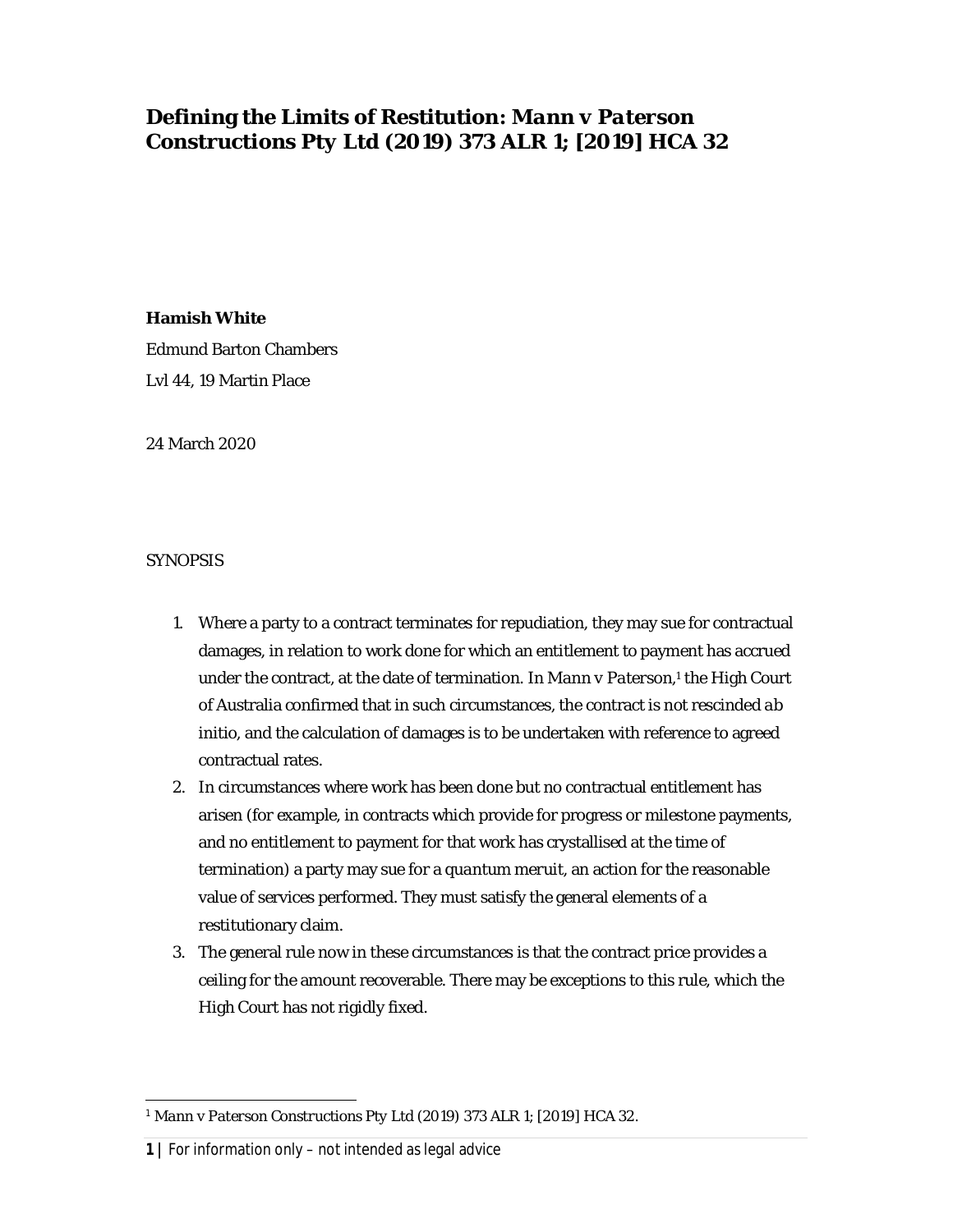# Defining the Limits of Restitution: *Mann v Paterson Constructions Pty Ltd* (2019) 373 ALR 1; [2019] HCA 32

**Hamish White**

Edmund Barton Chambers

Lvl 44, 19 Martin Place

24 March 2020

SYNOPSIS

1. Where a party to a contract terminates for repudiation, they may sue for contractual damages, in relation to work done for which an entitlement to payment has accrued under the contract, at the date of termination. In *Mann v Paterson*,[1] the High Court of Australia confirmed that in such circumstances, the contract is not rescinded *ab initio*, and the calculation of damages is to be undertaken with reference to agreed contractual rates.
2. In circumstances where work has been done but no contractual entitlement has arisen (for example, in contracts which provide for progress or milestone payments, and no entitlement to payment for that work has crystallised at the time of termination) a party may sue for a *quantum meruit*, an action for the reasonable value of services performed. They must satisfy the general elements of a restitutionary claim.
3. The general rule now in these circumstances is that the contract price provides a ceiling for the amount recoverable. There may be exceptions to this rule, which the High Court has not rigidly fixed.

[1] Mann v Paterson Constructions Pty Ltd (2019) 373 ALR 1; [2019] HCA 32.

For information only – not intended as legal advice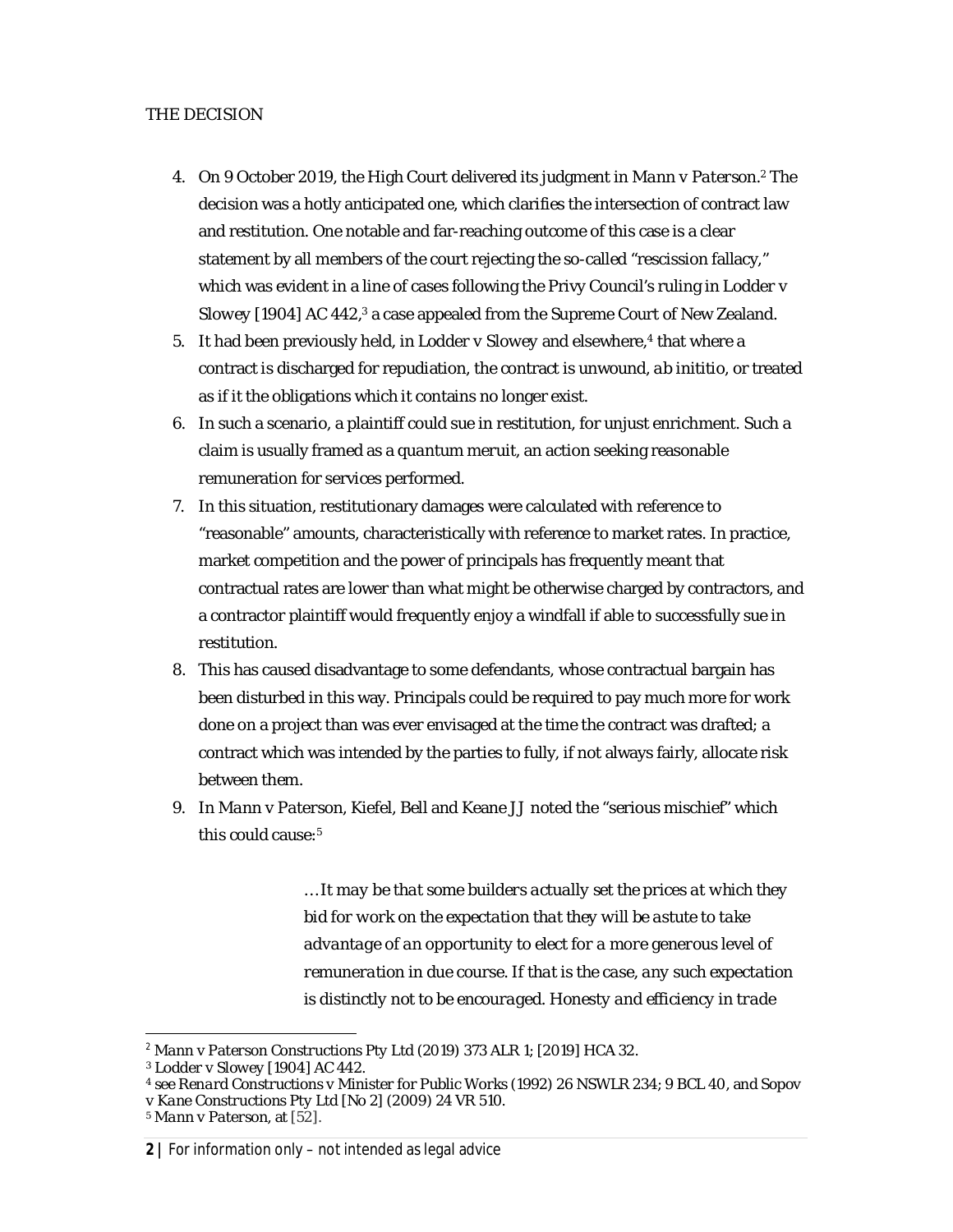THE DECISION

4. On 9 October 2019, the High Court delivered its judgment in *Mann v Paterson*.[2] The decision was a hotly anticipated one, which clarifies the intersection of contract law and restitution. One notable and far-reaching outcome of this case is a clear statement by all members of the court rejecting the so-called "rescission fallacy," which was evident in a line of cases following the Privy Council's ruling in Lodder v Slowey [1904] AC 442,[3] a case appealed from the Supreme Court of New Zealand.
5. It had been previously held, in Lodder v Slowey and elsewhere,[4] that where a contract is discharged for repudiation, the contract is unwound, *ab inititio*, or treated as if it the obligations which it contains no longer exist.
6. In such a scenario, a plaintiff could sue in restitution, for unjust enrichment. Such a claim is usually framed as a *quantum meruit*, an action seeking reasonable remuneration for services performed.
7. In this situation, restitutionary damages were calculated with reference to "reasonable" amounts, characteristically with reference to market rates. In practice, market competition and the power of principals has frequently meant that contractual rates are lower than what might be otherwise charged by contractors, and a contractor plaintiff would frequently enjoy a windfall if able to successfully sue in restitution.
8. This has caused disadvantage to some defendants, whose contractual bargain has been disturbed in this way. Principals could be required to pay much more for work done on a project than was ever envisaged at the time the contract was drafted; a contract which was intended by the parties to fully, if not always fairly, allocate risk between them.
9. In *Mann v Paterson*, Kiefel, Bell and Keane JJ noted the "serious mischief" which this could cause:[5]

> *…It may be that some builders actually set the prices at which they bid for work on the expectation that they will be astute to take advantage of an opportunity to elect for a more generous level of remuneration in due course. If that is the case, any such expectation is distinctly not to be encouraged. Honesty and efficiency in trade*

---

[2] *Mann v Paterson Constructions Pty Ltd* (2019) 373 ALR 1; [2019] HCA 32.

[3] *Lodder v Slowey* [1904] AC 442.

[4] see *Renard Constructions v Minister for Public Works* (1992) 26 NSWLR 234; 9 BCL 40, and *Sopov v Kane Constructions Pty Ltd [No 2]* (2009) 24 VR 510.

[5] *Mann v Paterson*, at [52].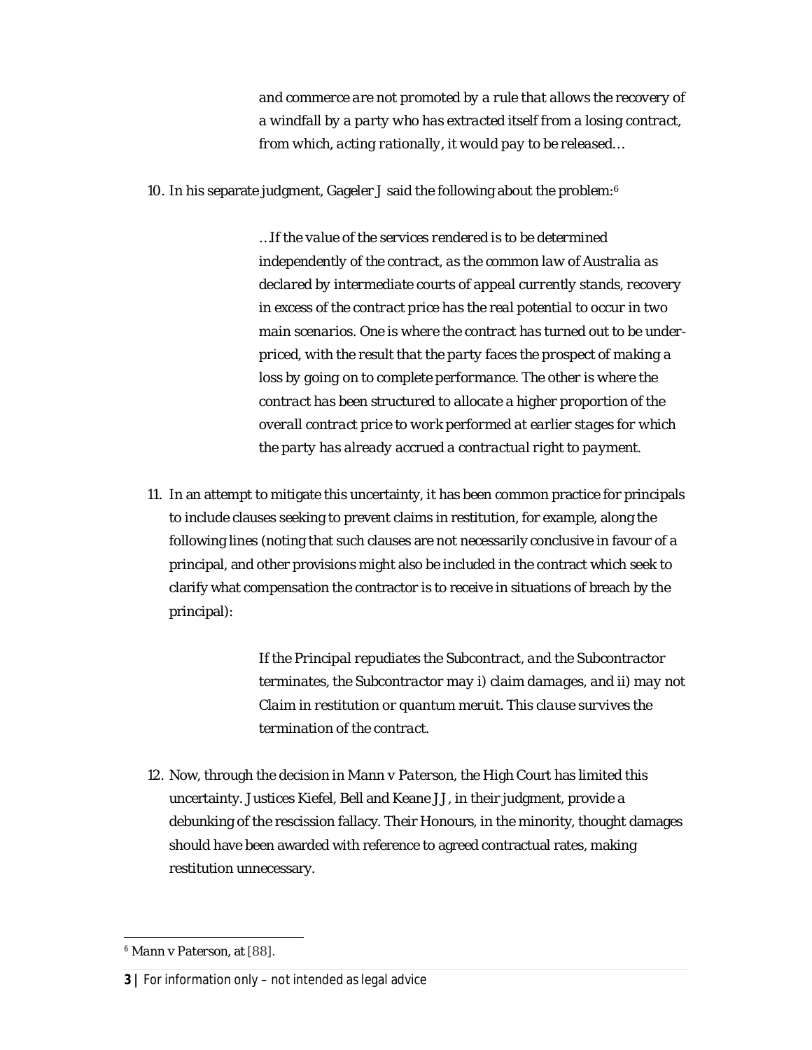> *and commerce are not promoted by a rule that allows the recovery of a windfall by a party who has extracted itself from a losing contract, from which, acting rationally, it would pay to be released…*

10. In his separate judgment, Gageler J said the following about the problem:[6]

> *…If the value of the services rendered is to be determined independently of the contract, as the common law of Australia as declared by intermediate courts of appeal currently stands, recovery in excess of the contract price has the real potential to occur in two main scenarios. One is where the contract has turned out to be under-priced, with the result that the party faces the prospect of making a loss by going on to complete performance. The other is where the contract has been structured to allocate a higher proportion of the overall contract price to work performed at earlier stages for which the party has already accrued a contractual right to payment.*

11. In an attempt to mitigate this uncertainty, it has been common practice for principals to include clauses seeking to prevent claims in restitution, for example, along the following lines (noting that such clauses are not necessarily conclusive in favour of a principal, and other provisions might also be included in the contract which seek to clarify what compensation the contractor is to receive in situations of breach by the principal):

> *If the Principal repudiates the Subcontract, and the Subcontractor terminates, the Subcontractor may i) claim damages, and ii) may not Claim in restitution or quantum meruit. This clause survives the termination of the contract.*

12. Now, through the decision in *Mann v Paterson*, the High Court has limited this uncertainty. Justices Kiefel, Bell and Keane JJ, in their judgment, provide a debunking of the rescission fallacy. Their Honours, in the minority, thought damages should have been awarded with reference to agreed contractual rates, making restitution unnecessary.

---

[6] Mann v Paterson, at [88].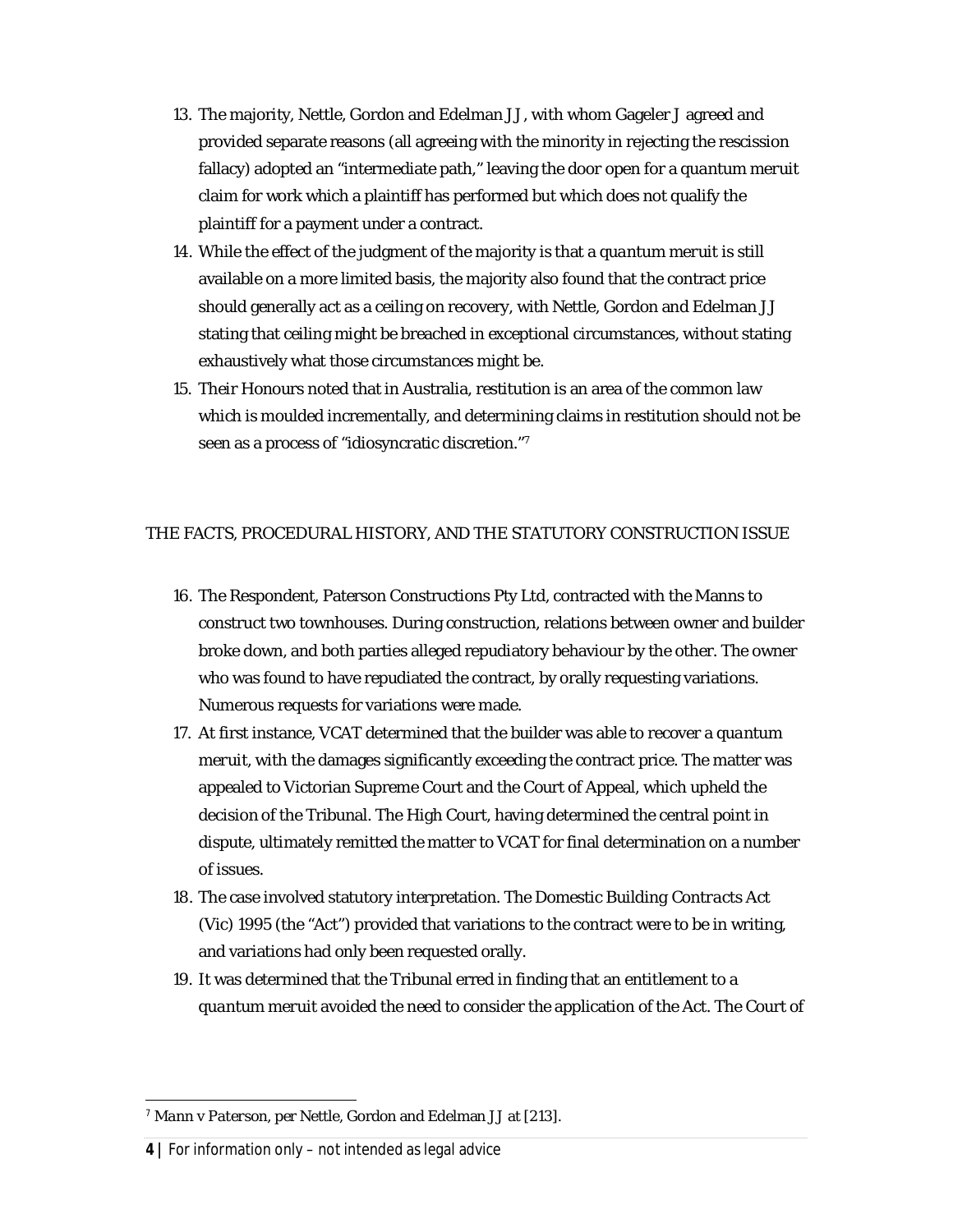13. The majority, Nettle, Gordon and Edelman JJ, with whom Gageler J agreed and provided separate reasons (all agreeing with the minority in rejecting the rescission fallacy) adopted an "intermediate path," leaving the door open for a *quantum meruit* claim for work which a plaintiff has performed but which does not qualify the plaintiff for a payment under a contract.
14. While the effect of the judgment of the majority is that a *quantum meruit* is still available on a more limited basis, the majority also found that the contract price should generally act as a ceiling on recovery, with Nettle, Gordon and Edelman JJ stating that ceiling might be breached in exceptional circumstances, without stating exhaustively what those circumstances might be.
15. Their Honours noted that in Australia, restitution is an area of the common law which is moulded incrementally, and determining claims in restitution should not be seen as a process of "idiosyncratic discretion."[7]

THE FACTS, PROCEDURAL HISTORY, AND THE STATUTORY CONSTRUCTION ISSUE

16. The Respondent, Paterson Constructions Pty Ltd, contracted with the Manns to construct two townhouses. During construction, relations between owner and builder broke down, and both parties alleged repudiatory behaviour by the other. The owner who was found to have repudiated the contract, by orally requesting variations. Numerous requests for variations were made.
17. At first instance, VCAT determined that the builder was able to recover a *quantum meruit*, with the damages significantly exceeding the contract price. The matter was appealed to Victorian Supreme Court and the Court of Appeal, which upheld the decision of the Tribunal. The High Court, having determined the central point in dispute, ultimately remitted the matter to VCAT for final determination on a number of issues.
18. The case involved statutory interpretation. The *Domestic Building Contracts Act (Vic) 1995* (the "Act") provided that variations to the contract were to be in writing, and variations had only been requested orally.
19. It was determined that the Tribunal erred in finding that an entitlement to a *quantum meruit* avoided the need to consider the application of the Act. The Court of

[7] *Mann v Paterson*, per Nettle, Gordon and Edelman JJ at [213].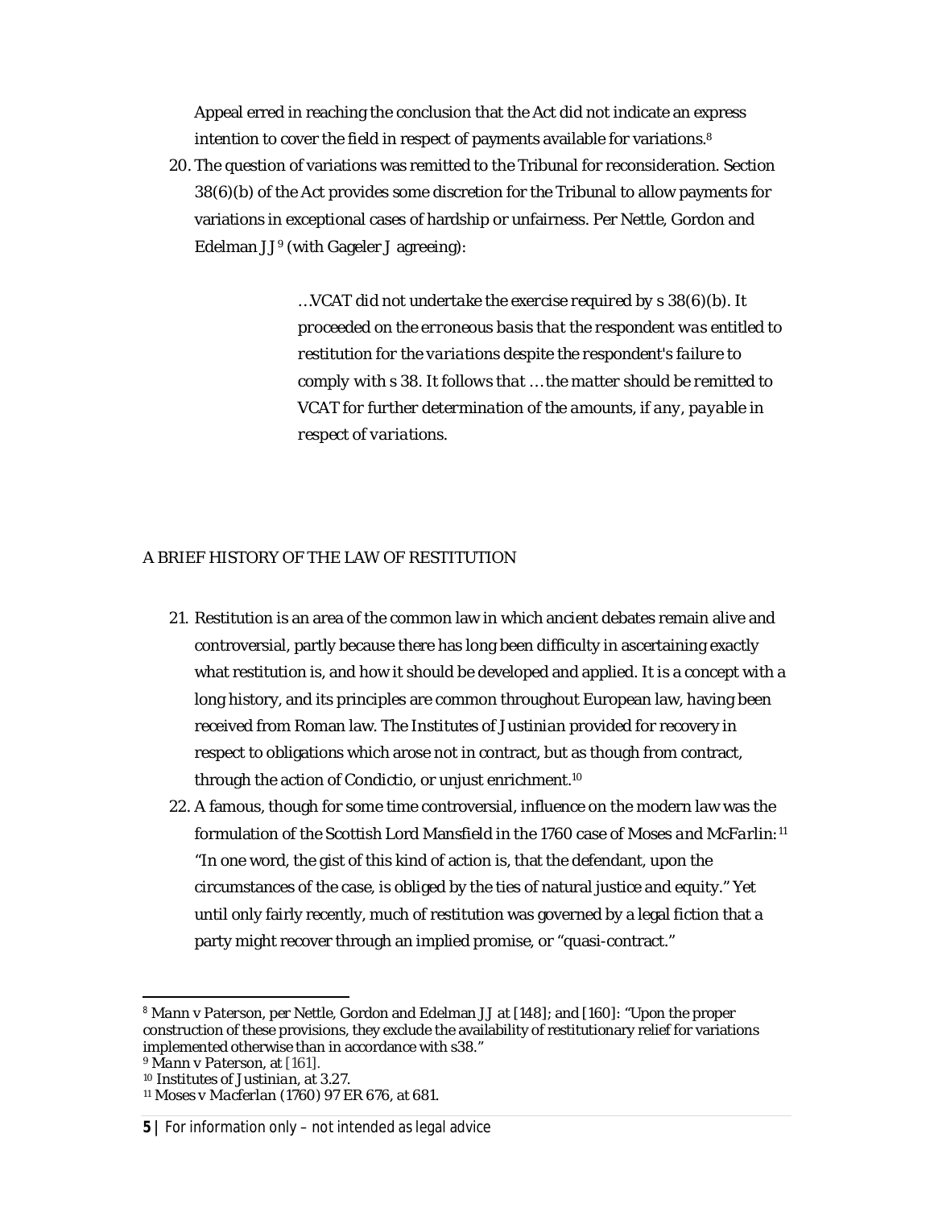Appeal erred in reaching the conclusion that the Act did not indicate an express intention to cover the field in respect of payments available for variations.[8]

20. The question of variations was remitted to the Tribunal for reconsideration. Section 38(6)(b) of the Act provides some discretion for the Tribunal to allow payments for variations in exceptional cases of hardship or unfairness. Per Nettle, Gordon and Edelman JJ[9] (with Gageler J agreeing):

> *…VCAT did not undertake the exercise required by s 38(6)(b). It proceeded on the erroneous basis that the respondent was entitled to restitution for the variations despite the respondent's failure to comply with s 38. It follows that … the matter should be remitted to VCAT for further determination of the amounts, if any, payable in respect of variations.*

A BRIEF HISTORY OF THE LAW OF RESTITUTION

21. Restitution is an area of the common law in which ancient debates remain alive and controversial, partly because there has long been difficulty in ascertaining exactly what restitution is, and how it should be developed and applied. It is a concept with a long history, and its principles are common throughout European law, having been received from Roman law. The *Institutes of Justinian* provided for recovery in respect to obligations which arose not in contract, but as though from contract, through the action of *Condictio*, or unjust enrichment.[10]

22. A famous, though for some time controversial, influence on the modern law was the formulation of the Scottish Lord Mansfield in the 1760 case of *Moses and McFarlin*:[11] "In one word, the gist of this kind of action is, that the defendant, upon the circumstances of the case, is obliged by the ties of natural justice and equity." Yet until only fairly recently, much of restitution was governed by a legal fiction that a party might recover through an implied promise, or "quasi-contract."

---

[8] *Mann v Paterson*, per Nettle, Gordon and Edelman JJ at [148]; and [160]: "Upon the proper construction of these provisions, they exclude the availability of restitutionary relief for variations implemented otherwise than in accordance with s38."

[9] *Mann v Paterson*, at [161].

[10] *Institutes of Justinian*, at 3.27.

[11] *Moses v Macferlan* (1760) 97 ER 676, at 681.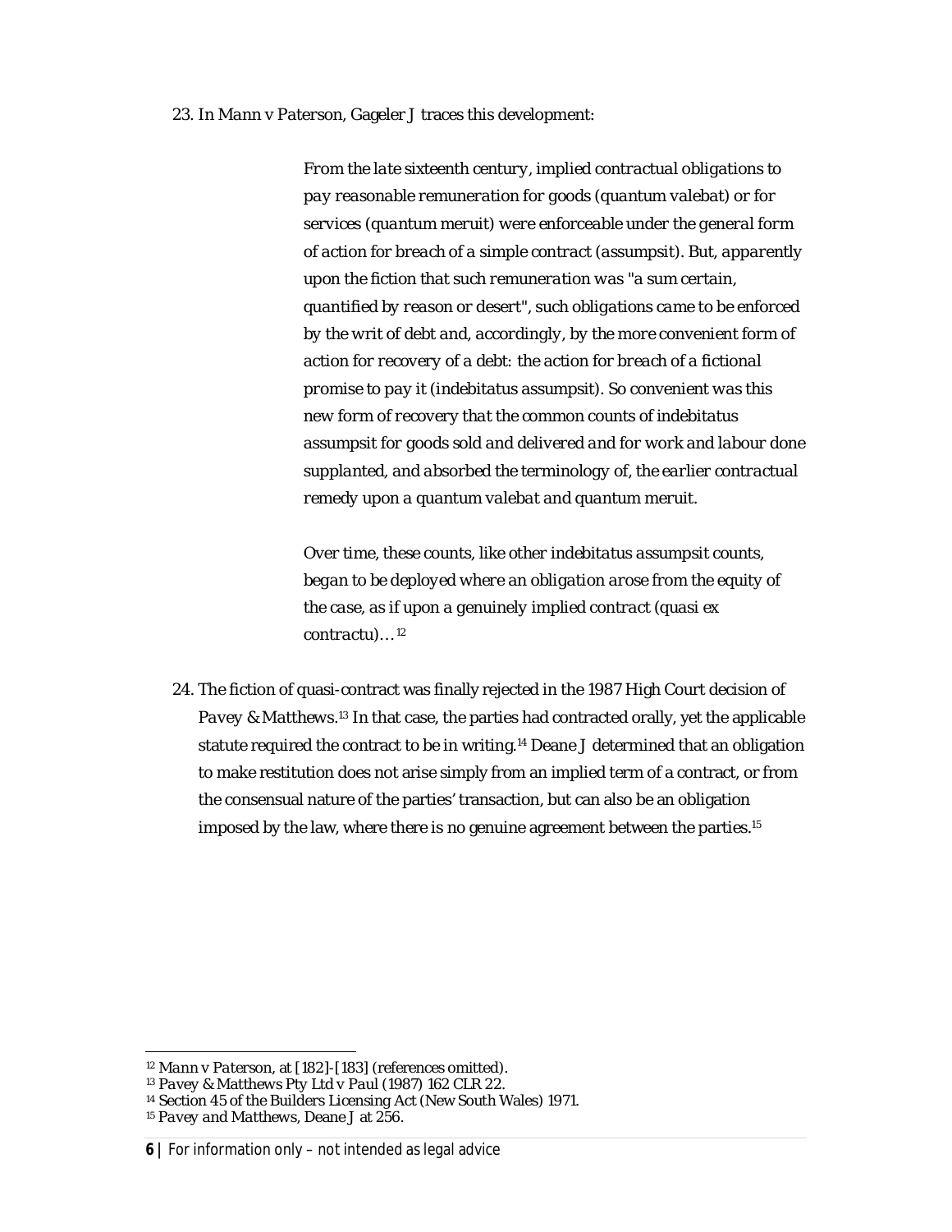23. In *Mann v Paterson*, Gageler J traces this development:

> *From the late sixteenth century, implied contractual obligations to pay reasonable remuneration for goods (quantum valebat) or for services (quantum meruit) were enforceable under the general form of action for breach of a simple contract (assumpsit). But, apparently upon the fiction that such remuneration was "a sum certain, quantified by reason or desert", such obligations came to be enforced by the writ of debt and, accordingly, by the more convenient form of action for recovery of a debt: the action for breach of a fictional promise to pay it (indebitatus assumpsit). So convenient was this new form of recovery that the common counts of indebitatus assumpsit for goods sold and delivered and for work and labour done supplanted, and absorbed the terminology of, the earlier contractual remedy upon a quantum valebat and quantum meruit.*
>
> *Over time, these counts, like other indebitatus assumpsit counts, began to be deployed where an obligation arose from the equity of the case, as if upon a genuinely implied contract (quasi ex contractu)…* [12]

24. The fiction of quasi-contract was finally rejected in the 1987 High Court decision of *Pavey & Matthews*.[13] In that case, the parties had contracted orally, yet the applicable statute required the contract to be in writing.[14] Deane J determined that an obligation to make restitution does not arise simply from an implied term of a contract, or from the consensual nature of the parties' transaction, but can also be an obligation imposed by the law, where there is no genuine agreement between the parties.[15]

---

[12] *Mann v Paterson*, at [182]-[183] (references omitted).
[13] *Pavey & Matthews Pty Ltd v Paul* (1987) 162 CLR 22.
[14] Section 45 of the Builders Licensing Act (New South Wales) 1971.
[15] *Pavey and Matthews*, Deane J at 256.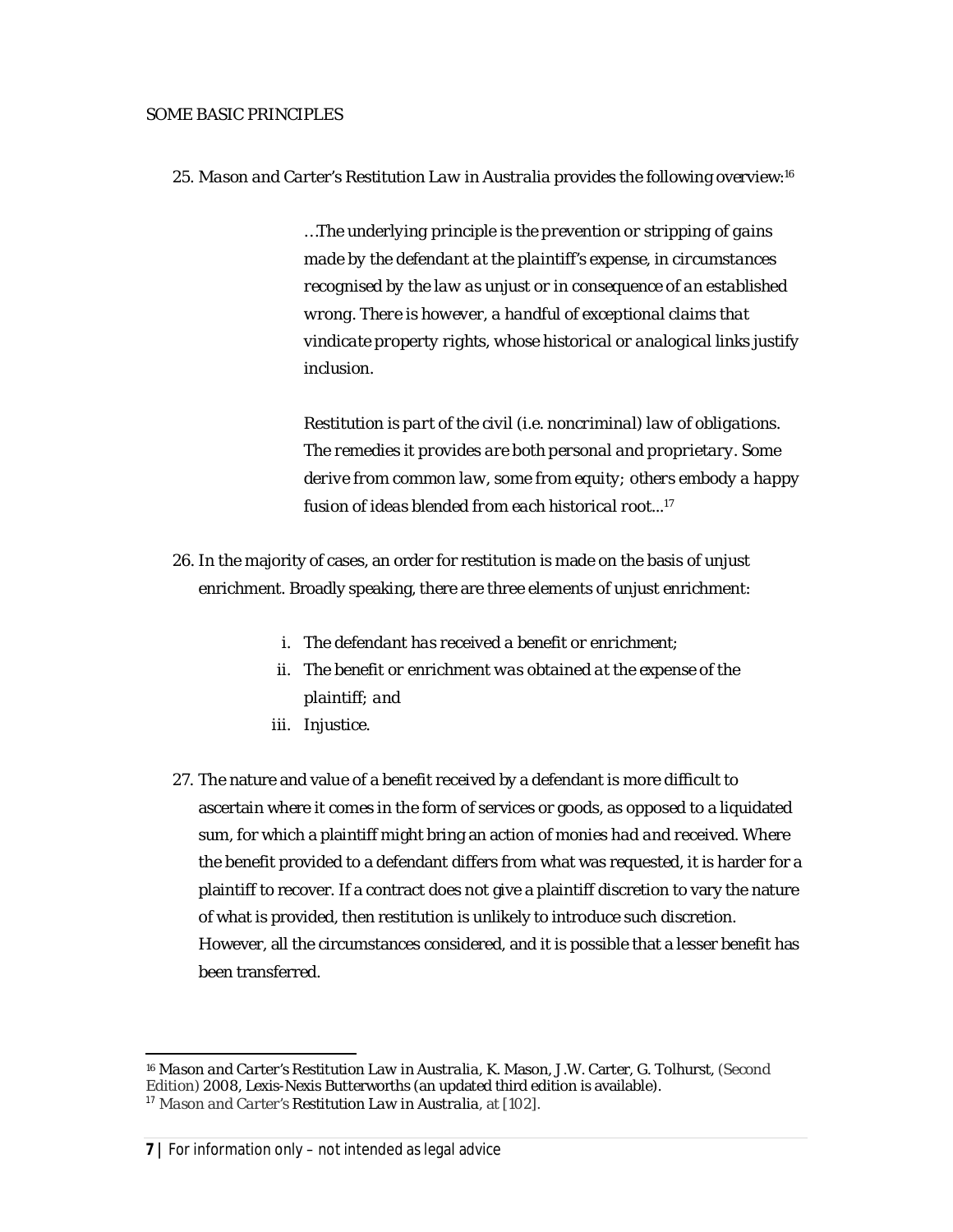## SOME BASIC PRINCIPLES

25. *Mason and Carter's Restitution Law in Australia* provides the following overview:[16]

> *…The underlying principle is the prevention or stripping of gains made by the defendant at the plaintiff's expense, in circumstances recognised by the law as unjust or in consequence of an established wrong. There is however, a handful of exceptional claims that vindicate property rights, whose historical or analogical links justify inclusion.*
>
> *Restitution is part of the civil (i.e. noncriminal) law of obligations. The remedies it provides are both personal and proprietary. Some derive from common law, some from equity; others embody a happy fusion of ideas blended from each historical root...*[17]

26. In the majority of cases, an order for restitution is made on the basis of unjust enrichment. Broadly speaking, there are three elements of unjust enrichment:

    i. The defendant has received a benefit or enrichment;
    ii. The benefit or enrichment was obtained at the expense of the plaintiff; and
    iii. Injustice.

27. The nature and value of a benefit received by a defendant is more difficult to ascertain where it comes in the form of services or goods, as opposed to a liquidated sum, for which a plaintiff might bring an action of monies had and received. Where the benefit provided to a defendant differs from what was requested, it is harder for a plaintiff to recover. If a contract does not give a plaintiff discretion to vary the nature of what is provided, then restitution is unlikely to introduce such discretion. However, all the circumstances considered, and it is possible that a lesser benefit has been transferred.

---

[16] *Mason and Carter's Restitution Law in Australia*, K. Mason, J.W. Carter, G. Tolhurst, (Second Edition) 2008, Lexis-Nexis Butterworths (an updated third edition is available).

[17] *Mason and Carter's Restitution Law in Australia*, at [102].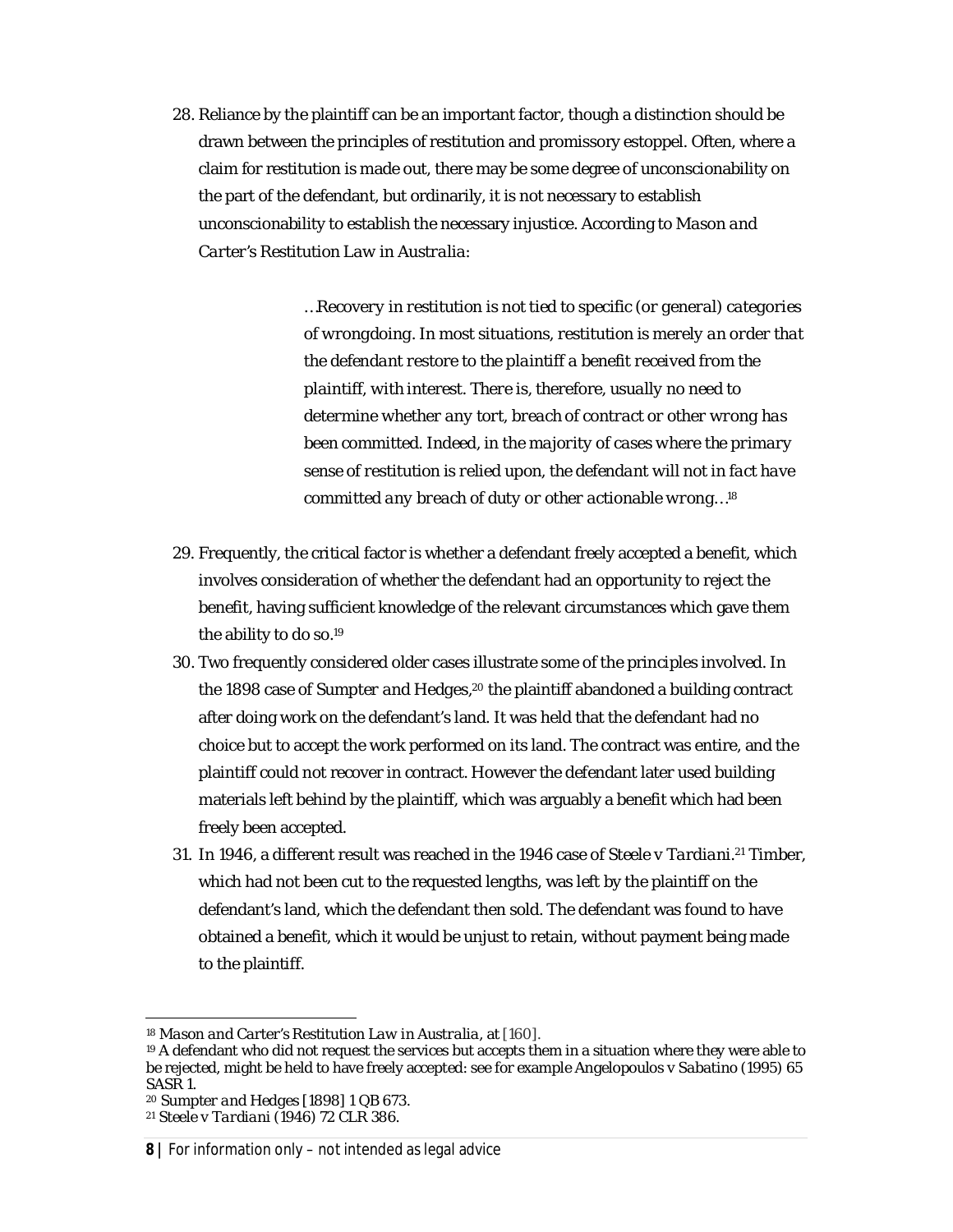28. Reliance by the plaintiff can be an important factor, though a distinction should be drawn between the principles of restitution and promissory estoppel. Often, where a claim for restitution is made out, there may be some degree of unconscionability on the part of the defendant, but ordinarily, it is not necessary to establish unconscionability to establish the necessary injustice. According to *Mason and Carter's Restitution Law in Australia*:

> *…Recovery in restitution is not tied to specific (or general) categories of wrongdoing. In most situations, restitution is merely an order that the defendant restore to the plaintiff a benefit received from the plaintiff, with interest. There is, therefore, usually no need to determine whether any tort, breach of contract or other wrong has been committed. Indeed, in the majority of cases where the primary sense of restitution is relied upon, the defendant will not in fact have committed any breach of duty or other actionable wrong…*[18]

29. Frequently, the critical factor is whether a defendant freely accepted a benefit, which involves consideration of whether the defendant had an opportunity to reject the benefit, having sufficient knowledge of the relevant circumstances which gave them the ability to do so.[19]

30. Two frequently considered older cases illustrate some of the principles involved. In the 1898 case of *Sumpter and Hedges*,[20] the plaintiff abandoned a building contract after doing work on the defendant's land. It was held that the defendant had no choice but to accept the work performed on its land. The contract was entire, and the plaintiff could not recover in contract. However the defendant later used building materials left behind by the plaintiff, which was arguably a benefit which had been freely been accepted.

31. In 1946, a different result was reached in the 1946 case of *Steele v Tardiani*.[21] Timber, which had not been cut to the requested lengths, was left by the plaintiff on the defendant's land, which the defendant then sold. The defendant was found to have obtained a benefit, which it would be unjust to retain, without payment being made to the plaintiff.

---

[18] *Mason and Carter's Restitution Law in Australia*, at [160].

[19] A defendant who did not request the services but accepts them in a situation where they were able to be rejected, might be held to have freely accepted: see for example *Angelopoulos v Sabatino* (1995) 65 SASR 1.

[20] *Sumpter and Hedges* [1898] 1 QB 673.

[21] *Steele v Tardiani* (1946) 72 CLR 386.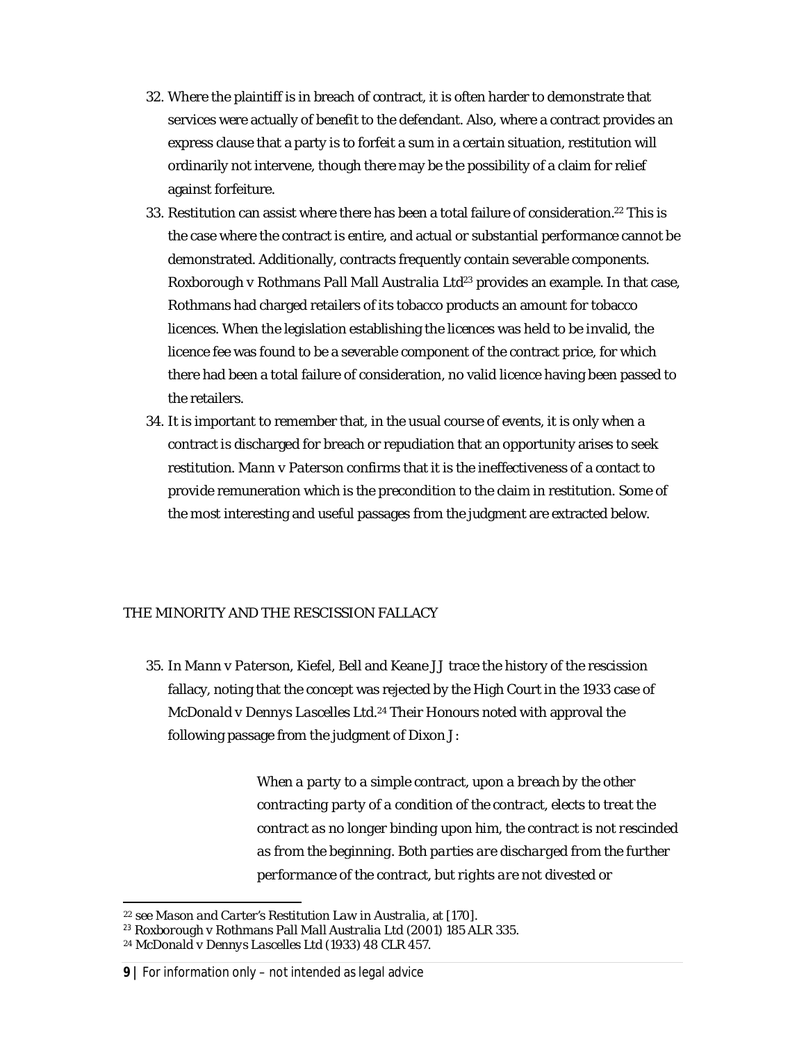32. Where the plaintiff is in breach of contract, it is often harder to demonstrate that services were actually of benefit to the defendant. Also, where a contract provides an express clause that a party is to forfeit a sum in a certain situation, restitution will ordinarily not intervene, though there may be the possibility of a claim for relief against forfeiture.
33. Restitution can assist where there has been a total failure of consideration.[22] This is the case where the contract is entire, and actual or substantial performance cannot be demonstrated. Additionally, contracts frequently contain severable components. *Roxborough v Rothmans Pall Mall Australia Ltd*[23] provides an example. In that case, Rothmans had charged retailers of its tobacco products an amount for tobacco licences. When the legislation establishing the licences was held to be invalid, the licence fee was found to be a severable component of the contract price, for which there had been a total failure of consideration, no valid licence having been passed to the retailers.
34. It is important to remember that, in the usual course of events, it is only when a contract is discharged for breach or repudiation that an opportunity arises to seek restitution. *Mann v Paterson* confirms that it is the ineffectiveness of a contact to provide remuneration which is the precondition to the claim in restitution. Some of the most interesting and useful passages from the judgment are extracted below.

THE MINORITY AND THE RESCISSION FALLACY

35. In *Mann v Paterson*, Kiefel, Bell and Keane JJ trace the history of the rescission fallacy, noting that the concept was rejected by the High Court in the 1933 case of *McDonald v Dennys Lascelles Ltd*.[24] Their Honours noted with approval the following passage from the judgment of Dixon J:

> *When a party to a simple contract, upon a breach by the other contracting party of a condition of the contract, elects to treat the contract as no longer binding upon him, the contract is not rescinded as from the beginning. Both parties are discharged from the further performance of the contract, but rights are not divested or*

---

[22] see *Mason and Carter's Restitution Law in Australia*, at [170].

[23] *Roxborough v Rothmans Pall Mall Australia Ltd* (2001) 185 ALR 335.

[24] *McDonald v Dennys Lascelles Ltd* (1933) 48 CLR 457.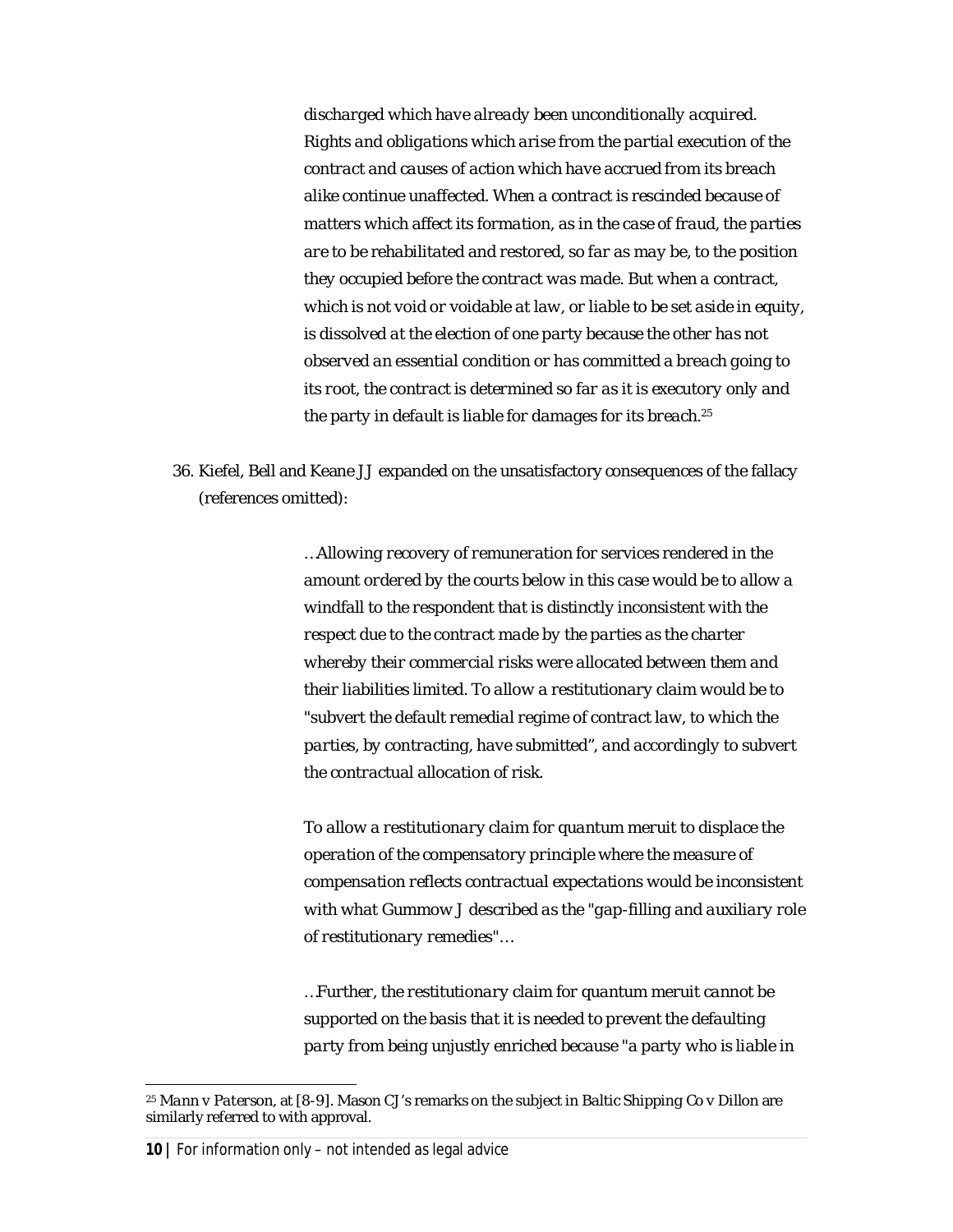> *discharged which have already been unconditionally acquired. Rights and obligations which arise from the partial execution of the contract and causes of action which have accrued from its breach alike continue unaffected. When a contract is rescinded because of matters which affect its formation, as in the case of fraud, the parties are to be rehabilitated and restored, so far as may be, to the position they occupied before the contract was made. But when a contract, which is not void or voidable at law, or liable to be set aside in equity, is dissolved at the election of one party because the other has not observed an essential condition or has committed a breach going to its root, the contract is determined so far as it is executory only and the party in default is liable for damages for its breach.*[25]

36. Kiefel, Bell and Keane JJ expanded on the unsatisfactory consequences of the fallacy (references omitted):

> *…Allowing recovery of remuneration for services rendered in the amount ordered by the courts below in this case would be to allow a windfall to the respondent that is distinctly inconsistent with the respect due to the contract made by the parties as the charter whereby their commercial risks were allocated between them and their liabilities limited. To allow a restitutionary claim would be to "subvert the default remedial regime of contract law, to which the parties, by contracting, have submitted", and accordingly to subvert the contractual allocation of risk.*
>
> *To allow a restitutionary claim for quantum meruit to displace the operation of the compensatory principle where the measure of compensation reflects contractual expectations would be inconsistent with what Gummow J described as the "gap-filling and auxiliary role of restitutionary remedies"…*
>
> *…Further, the restitutionary claim for quantum meruit cannot be supported on the basis that it is needed to prevent the defaulting party from being unjustly enriched because "a party who is liable in*

[25] *Mann v Paterson*, at [8-9]. Mason CJ's remarks on the subject in *Baltic Shipping Co v Dillon* are similarly referred to with approval.

For information only – not intended as legal advice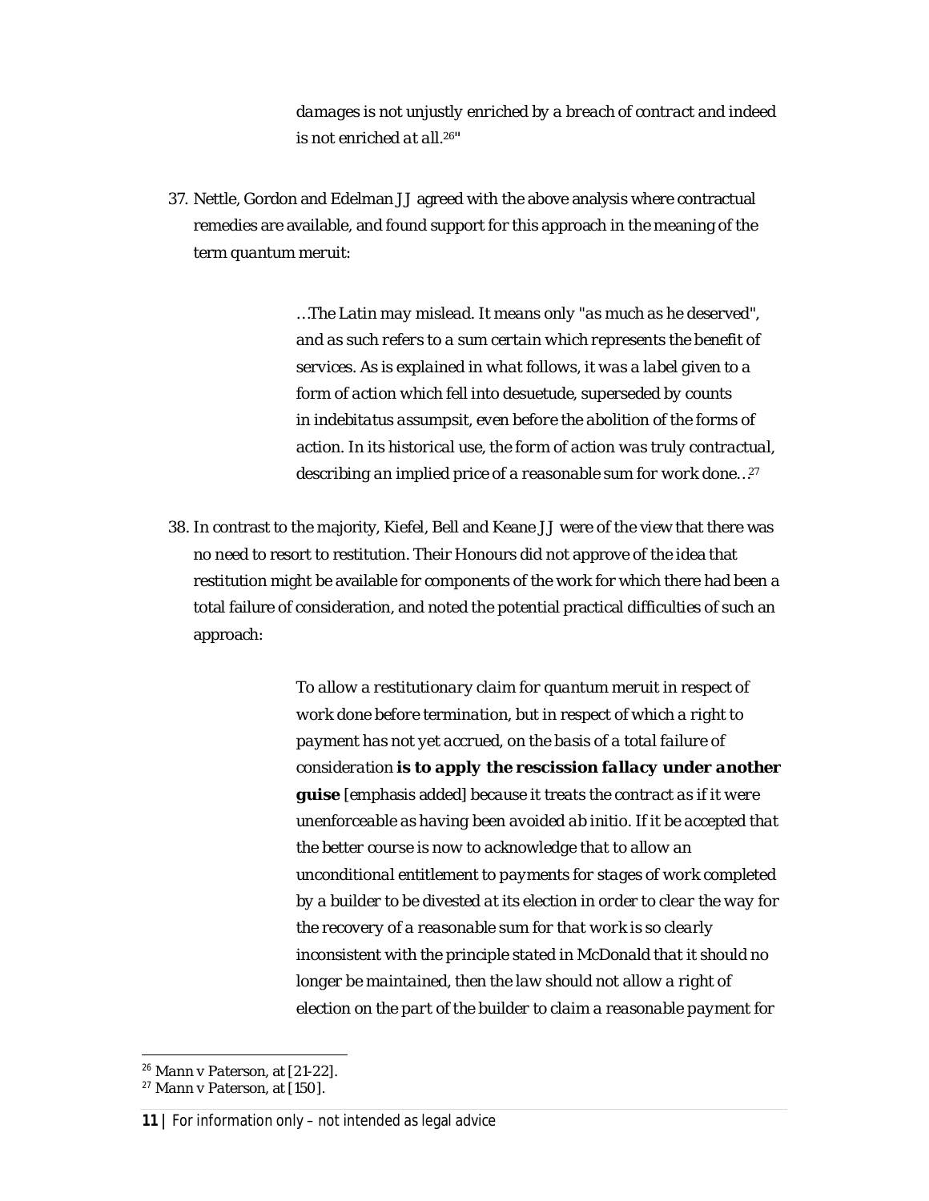> *damages is not unjustly enriched by a breach of contract and indeed is not enriched at all.*[26]"

37. Nettle, Gordon and Edelman JJ agreed with the above analysis where contractual remedies are available, and found support for this approach in the meaning of the term *quantum meruit*:

> *…The Latin may mislead. It means only "as much as he deserved", and as such refers to a sum certain which represents the benefit of services. As is explained in what follows, it was a label given to a form of action which fell into desuetude, superseded by counts in indebitatus assumpsit, even before the abolition of the forms of action. In its historical use, the form of action was truly contractual, describing an implied price of a reasonable sum for work done…*[27]

38. In contrast to the majority, Kiefel, Bell and Keane JJ were of the view that there was no need to resort to restitution. Their Honours did not approve of the idea that restitution might be available for components of the work for which there had been a total failure of consideration, and noted the potential practical difficulties of such an approach:

> *To allow a restitutionary claim for quantum meruit in respect of work done before termination, but in respect of which a right to payment has not yet accrued, on the basis of a total failure of consideration* ***is to apply the rescission fallacy under another guise*** *[emphasis added] because it treats the contract as if it were unenforceable as having been avoided ab initio. If it be accepted that the better course is now to acknowledge that to allow an unconditional entitlement to payments for stages of work completed by a builder to be divested at its election in order to clear the way for the recovery of a reasonable sum for that work is so clearly inconsistent with the principle stated in McDonald that it should no longer be maintained, then the law should not allow a right of election on the part of the builder to claim a reasonable payment for*

---

[26] Mann v Paterson, at [21-22].

[27] Mann v Paterson, at [150].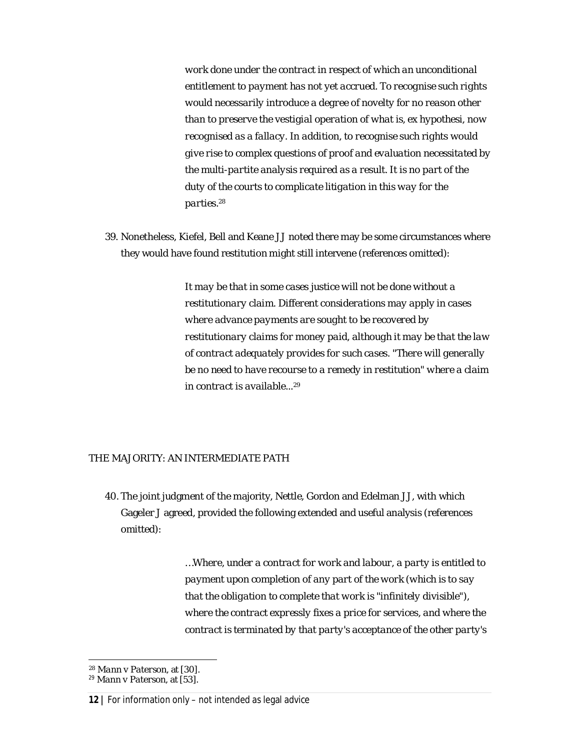> *work done under the contract in respect of which an unconditional entitlement to payment has not yet accrued. To recognise such rights would necessarily introduce a degree of novelty for no reason other than to preserve the vestigial operation of what is, ex hypothesi, now recognised as a fallacy. In addition, to recognise such rights would give rise to complex questions of proof and evaluation necessitated by the multi-partite analysis required as a result. It is no part of the duty of the courts to complicate litigation in this way for the parties.*[28]

39. Nonetheless, Kiefel, Bell and Keane JJ noted there may be some circumstances where they would have found restitution might still intervene (references omitted):

> *It may be that in some cases justice will not be done without a restitutionary claim. Different considerations may apply in cases where advance payments are sought to be recovered by restitutionary claims for money paid, although it may be that the law of contract adequately provides for such cases. "There will generally be no need to have recourse to a remedy in restitution" where a claim in contract is available...*[29]

## THE MAJORITY: AN INTERMEDIATE PATH

40. The joint judgment of the majority, Nettle, Gordon and Edelman JJ, with which Gageler J agreed, provided the following extended and useful analysis (references omitted):

> *...Where, under a contract for work and labour, a party is entitled to payment upon completion of any part of the work (which is to say that the obligation to complete that work is "infinitely divisible"), where the contract expressly fixes a price for services, and where the contract is terminated by that party's acceptance of the other party's*

[28] *Mann v Paterson*, at [30].

[29] *Mann v Paterson*, at [53].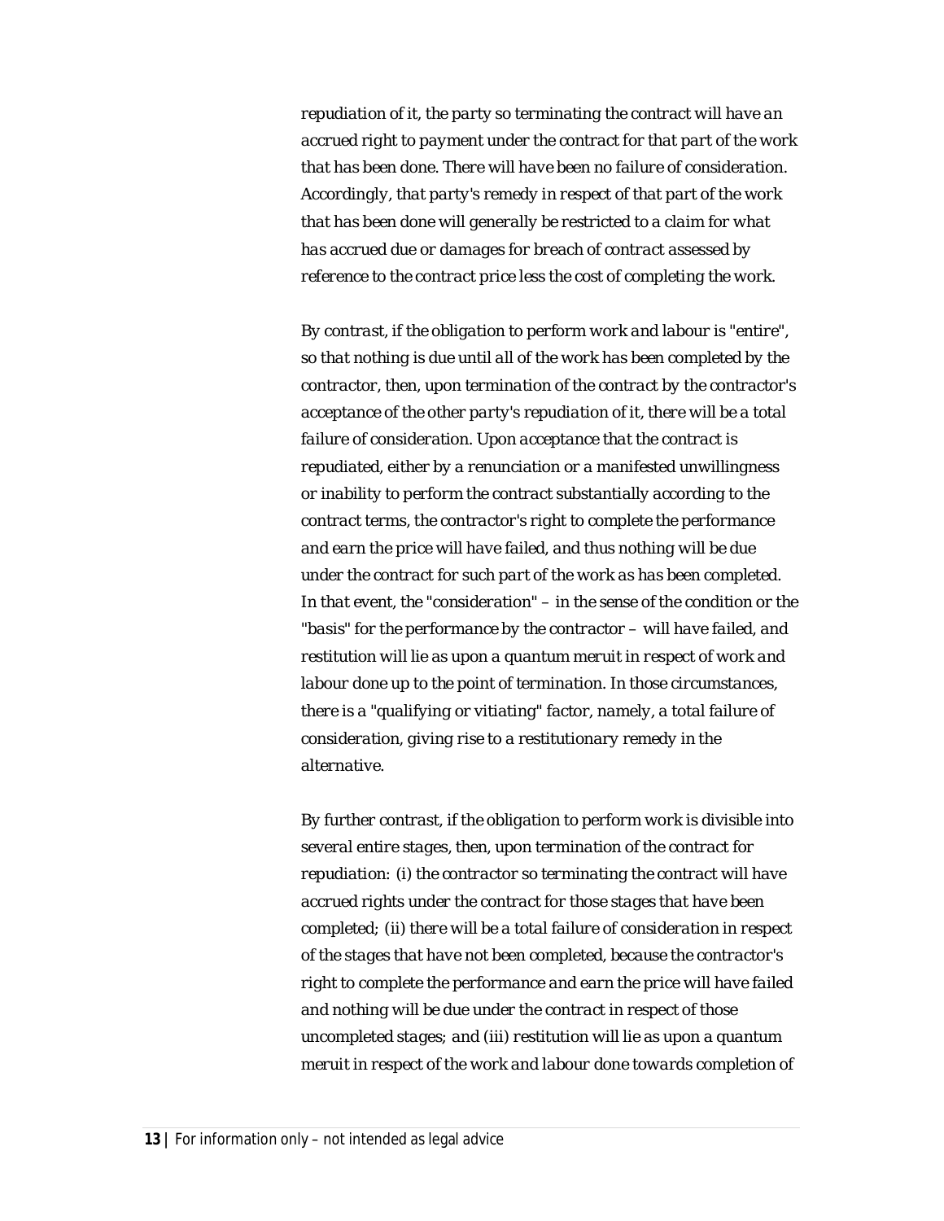*repudiation of it, the party so terminating the contract will have an accrued right to payment under the contract for that part of the work that has been done. There will have been no failure of consideration. Accordingly, that party's remedy in respect of that part of the work that has been done will generally be restricted to a claim for what has accrued due or damages for breach of contract assessed by reference to the contract price less the cost of completing the work.*

*By contrast, if the obligation to perform work and labour is "entire", so that nothing is due until all of the work has been completed by the contractor, then, upon termination of the contract by the contractor's acceptance of the other party's repudiation of it, there will be a total failure of consideration. Upon acceptance that the contract is repudiated, either by a renunciation or a manifested unwillingness or inability to perform the contract substantially according to the contract terms, the contractor's right to complete the performance and earn the price will have failed, and thus nothing will be due under the contract for such part of the work as has been completed. In that event, the "consideration" – in the sense of the condition or the "basis" for the performance by the contractor – will have failed, and restitution will lie as upon a quantum meruit in respect of work and labour done up to the point of termination. In those circumstances, there is a "qualifying or vitiating" factor, namely, a total failure of consideration, giving rise to a restitutionary remedy in the alternative.*

*By further contrast, if the obligation to perform work is divisible into several entire stages, then, upon termination of the contract for repudiation: (i) the contractor so terminating the contract will have accrued rights under the contract for those stages that have been completed; (ii) there will be a total failure of consideration in respect of the stages that have not been completed, because the contractor's right to complete the performance and earn the price will have failed and nothing will be due under the contract in respect of those uncompleted stages; and (iii) restitution will lie as upon a quantum meruit in respect of the work and labour done towards completion of*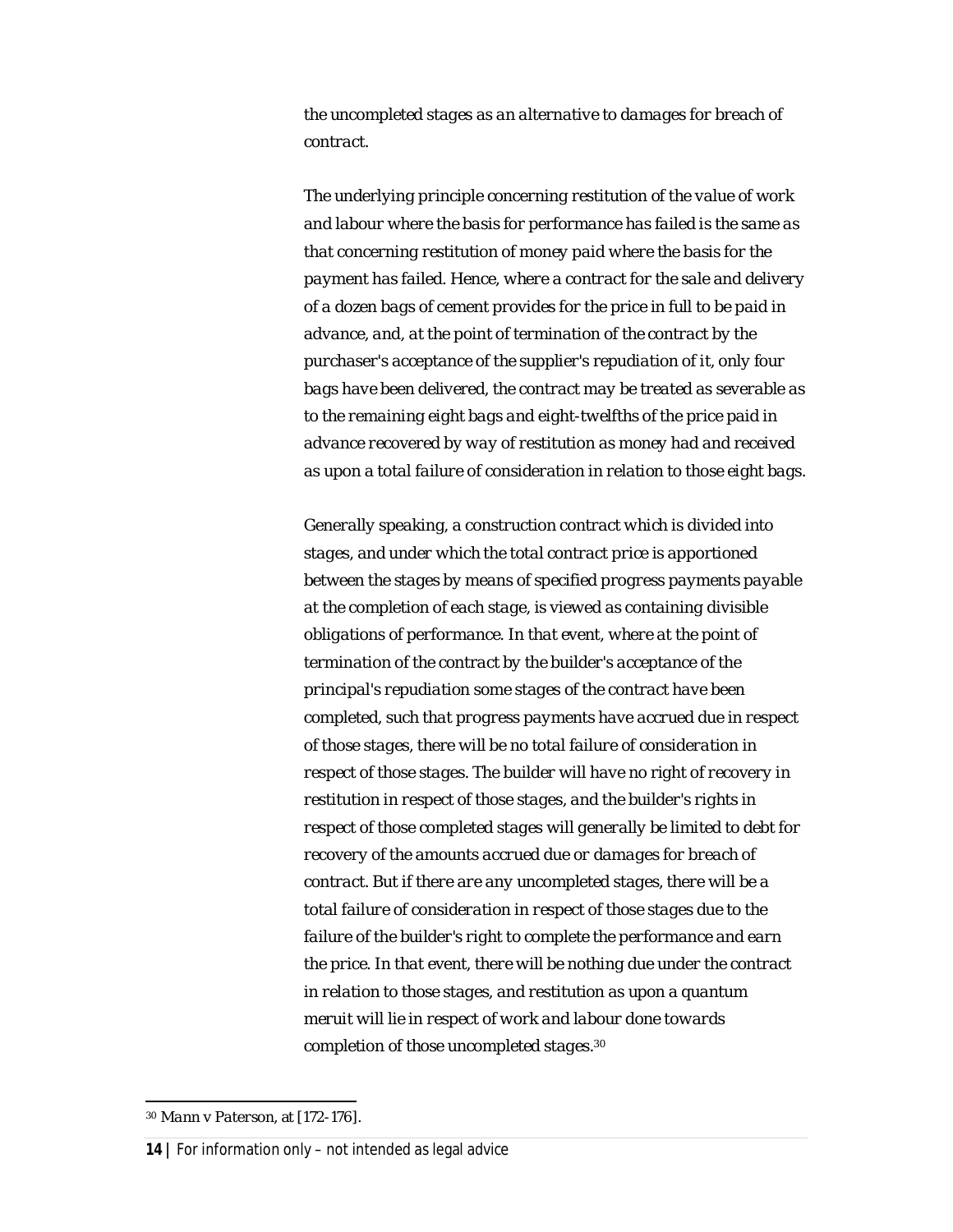*the uncompleted stages as an alternative to damages for breach of contract.*

*The underlying principle concerning restitution of the value of work and labour where the basis for performance has failed is the same as that concerning restitution of money paid where the basis for the payment has failed. Hence, where a contract for the sale and delivery of a dozen bags of cement provides for the price in full to be paid in advance, and, at the point of termination of the contract by the purchaser's acceptance of the supplier's repudiation of it, only four bags have been delivered, the contract may be treated as severable as to the remaining eight bags and eight-twelfths of the price paid in advance recovered by way of restitution as money had and received as upon a total failure of consideration in relation to those eight bags.*

*Generally speaking, a construction contract which is divided into stages, and under which the total contract price is apportioned between the stages by means of specified progress payments payable at the completion of each stage, is viewed as containing divisible obligations of performance. In that event, where at the point of termination of the contract by the builder's acceptance of the principal's repudiation some stages of the contract have been completed, such that progress payments have accrued due in respect of those stages, there will be no total failure of consideration in respect of those stages. The builder will have no right of recovery in restitution in respect of those stages, and the builder's rights in respect of those completed stages will generally be limited to debt for recovery of the amounts accrued due or damages for breach of contract. But if there are any uncompleted stages, there will be a total failure of consideration in respect of those stages due to the failure of the builder's right to complete the performance and earn the price. In that event, there will be nothing due under the contract in relation to those stages, and restitution as upon a quantum meruit will lie in respect of work and labour done towards completion of those uncompleted stages.*[30]

---

[30] *Mann v Paterson*, at [172-176].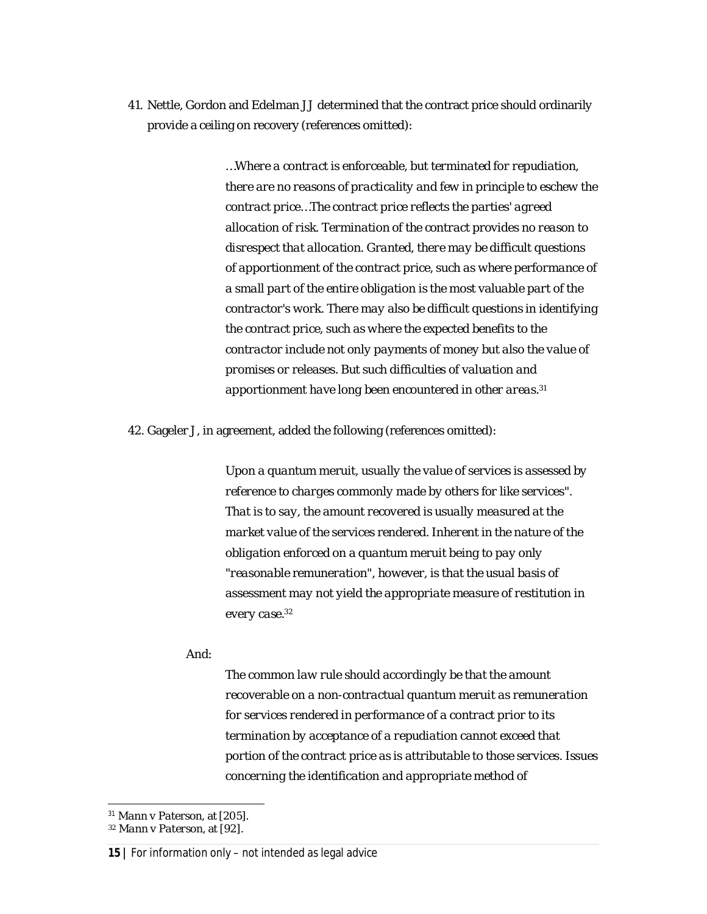41. Nettle, Gordon and Edelman JJ determined that the contract price should ordinarily provide a ceiling on recovery (references omitted):

> *…Where a contract is enforceable, but terminated for repudiation, there are no reasons of practicality and few in principle to eschew the contract price…The contract price reflects the parties' agreed allocation of risk. Termination of the contract provides no reason to disrespect that allocation. Granted, there may be difficult questions of apportionment of the contract price, such as where performance of a small part of the entire obligation is the most valuable part of the contractor's work. There may also be difficult questions in identifying the contract price, such as where the expected benefits to the contractor include not only payments of money but also the value of promises or releases. But such difficulties of valuation and apportionment have long been encountered in other areas.*[31]

42. Gageler J, in agreement, added the following (references omitted):

> *Upon a quantum meruit, usually the value of services is assessed by reference to charges commonly made by others for like services". That is to say, the amount recovered is usually measured at the market value of the services rendered. Inherent in the nature of the obligation enforced on a quantum meruit being to pay only "reasonable remuneration", however, is that the usual basis of assessment may not yield the appropriate measure of restitution in every case.*[32]

And:

> *The common law rule should accordingly be that the amount recoverable on a non-contractual quantum meruit as remuneration for services rendered in performance of a contract prior to its termination by acceptance of a repudiation cannot exceed that portion of the contract price as is attributable to those services. Issues concerning the identification and appropriate method of*

---

[31] Mann v Paterson, at [205].

[32] Mann v Paterson, at [92].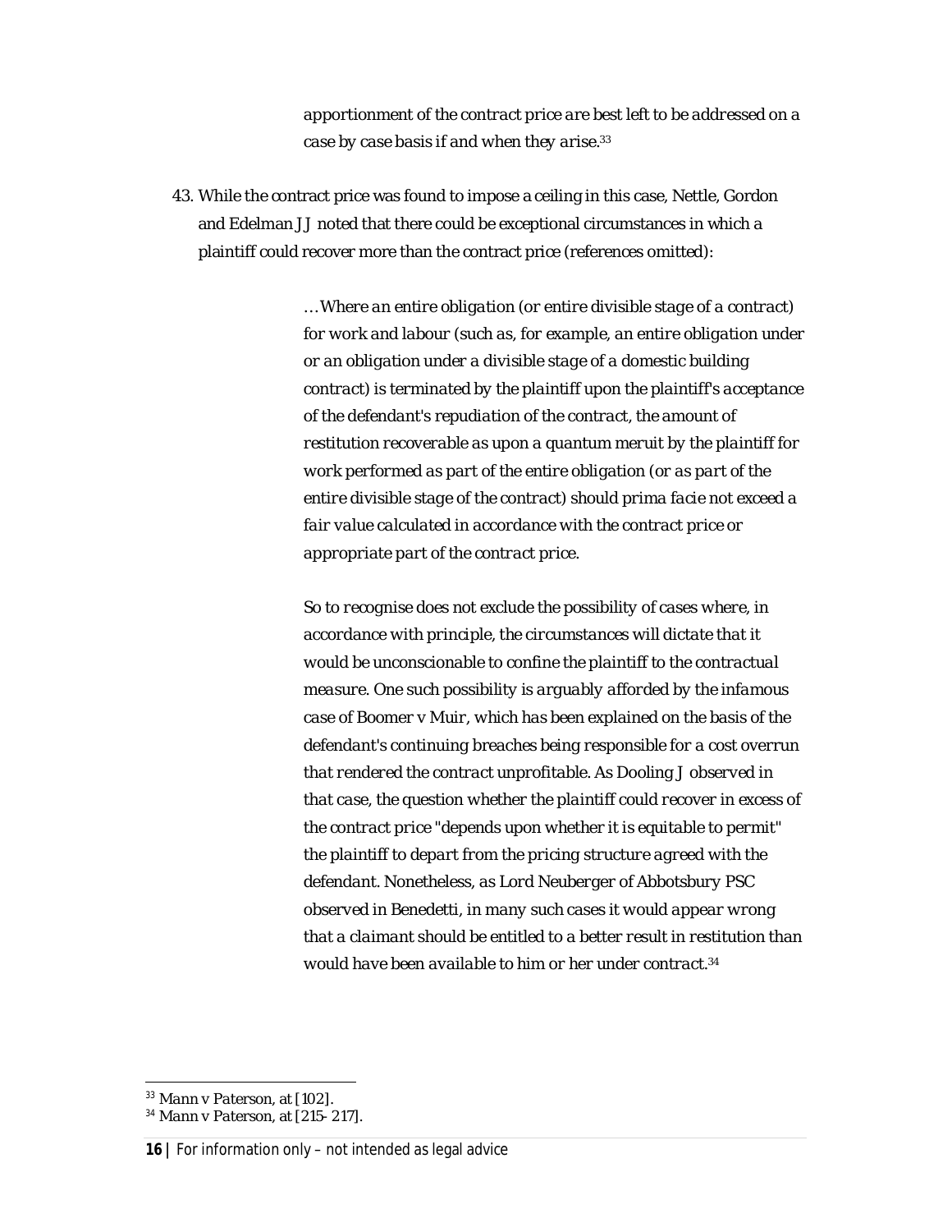> *apportionment of the contract price are best left to be addressed on a case by case basis if and when they arise.*[33]

43. While the contract price was found to impose a ceiling in this case, Nettle, Gordon and Edelman JJ noted that there could be exceptional circumstances in which a plaintiff could recover more than the contract price (references omitted):

> *… Where an entire obligation (or entire divisible stage of a contract) for work and labour (such as, for example, an entire obligation under or an obligation under a divisible stage of a domestic building contract) is terminated by the plaintiff upon the plaintiff's acceptance of the defendant's repudiation of the contract, the amount of restitution recoverable as upon a quantum meruit by the plaintiff for work performed as part of the entire obligation (or as part of the entire divisible stage of the contract) should prima facie not exceed a fair value calculated in accordance with the contract price or appropriate part of the contract price.*
>
> *So to recognise does not exclude the possibility of cases where, in accordance with principle, the circumstances will dictate that it would be unconscionable to confine the plaintiff to the contractual measure. One such possibility is arguably afforded by the infamous case of Boomer v Muir, which has been explained on the basis of the defendant's continuing breaches being responsible for a cost overrun that rendered the contract unprofitable. As Dooling J observed in that case, the question whether the plaintiff could recover in excess of the contract price "depends upon whether it is equitable to permit" the plaintiff to depart from the pricing structure agreed with the defendant. Nonetheless, as Lord Neuberger of Abbotsbury PSC observed in Benedetti, in many such cases it would appear wrong that a claimant should be entitled to a better result in restitution than would have been available to him or her under contract.*[34]

---

[33] Mann v Paterson, at [102].

[34] Mann v Paterson, at [215- 217].

For information only – not intended as legal advice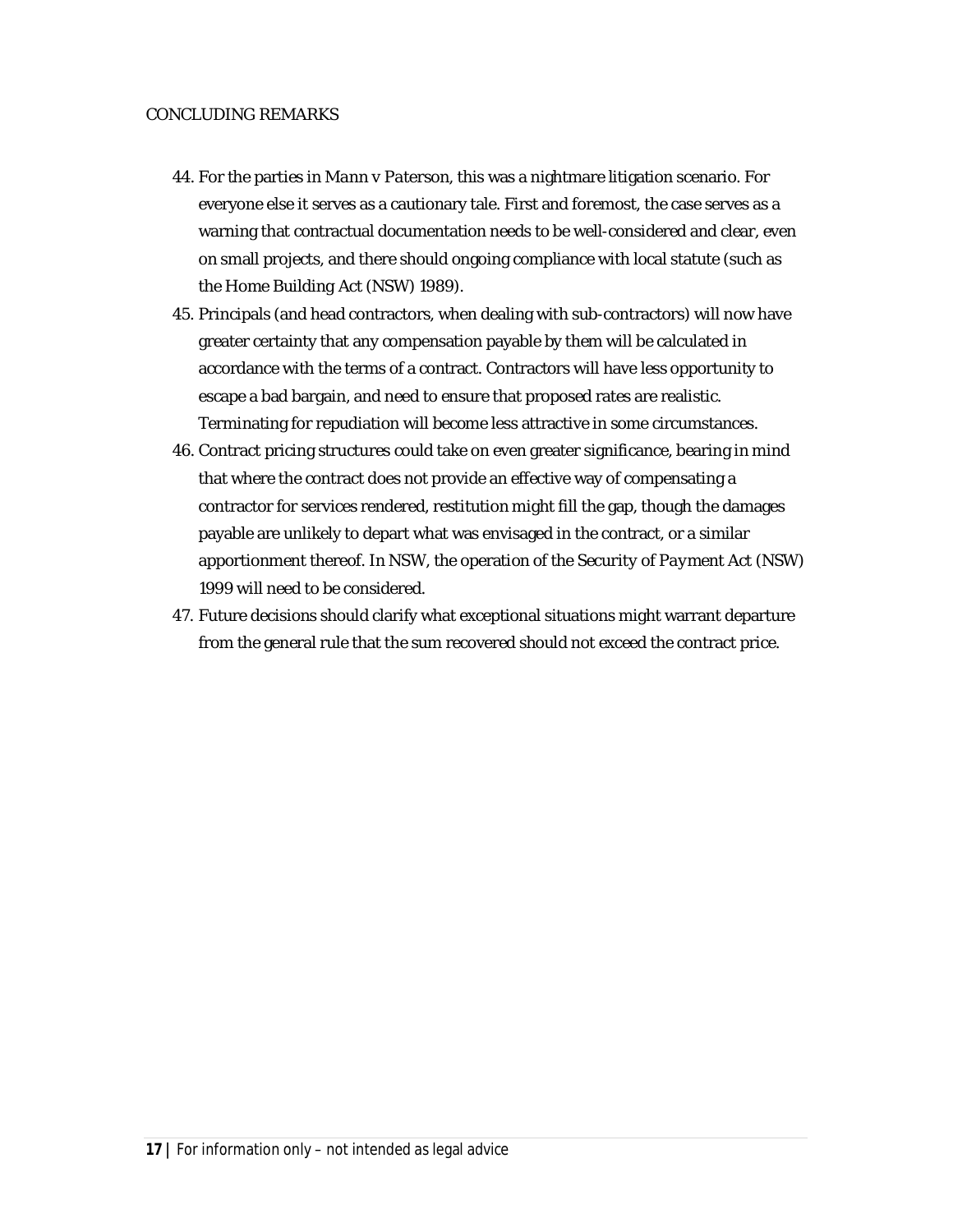## CONCLUDING REMARKS

44. For the parties in *Mann v Paterson*, this was a nightmare litigation scenario. For everyone else it serves as a cautionary tale. First and foremost, the case serves as a warning that contractual documentation needs to be well-considered and clear, even on small projects, and there should ongoing compliance with local statute (such as the Home Building Act (NSW) 1989).
45. Principals (and head contractors, when dealing with sub-contractors) will now have greater certainty that any compensation payable by them will be calculated in accordance with the terms of a contract. Contractors will have less opportunity to escape a bad bargain, and need to ensure that proposed rates are realistic. Terminating for repudiation will become less attractive in some circumstances.
46. Contract pricing structures could take on even greater significance, bearing in mind that where the contract does not provide an effective way of compensating a contractor for services rendered, restitution might fill the gap, though the damages payable are unlikely to depart what was envisaged in the contract, or a similar apportionment thereof. In NSW, the operation of the *Security of Payment Act (NSW) 1999* will need to be considered.
47. Future decisions should clarify what exceptional situations might warrant departure from the general rule that the sum recovered should not exceed the contract price.

For information only – not intended as legal advice